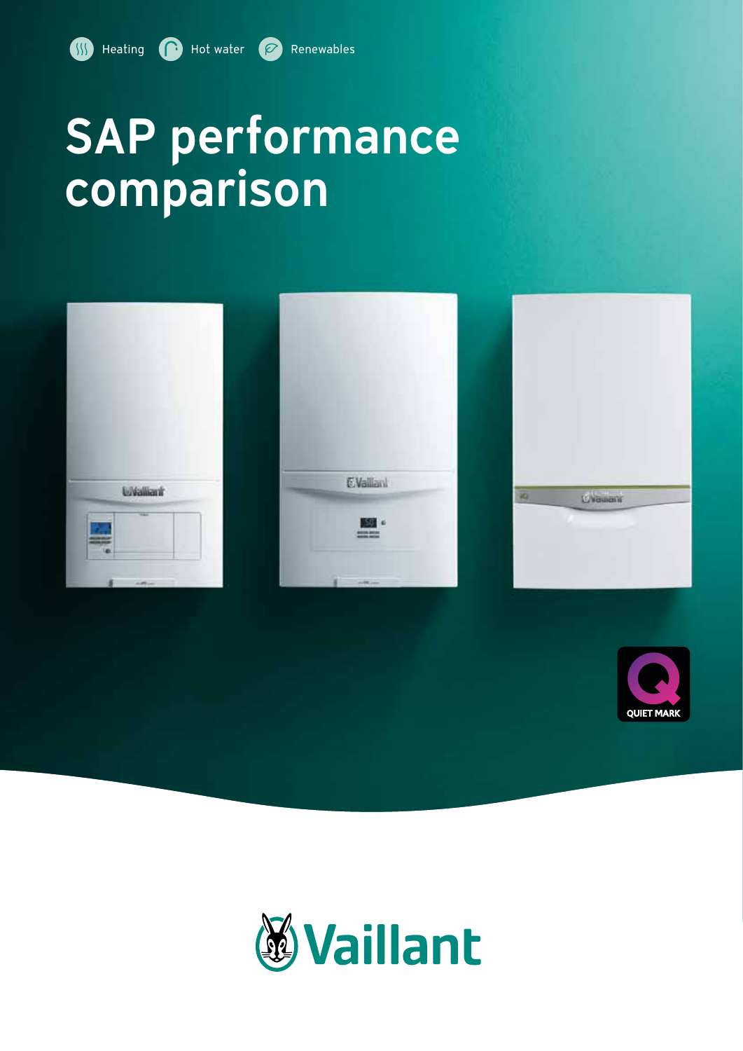Heating Hot water Renewables

# SAP performance comparison

QUIET MARK

Vaillant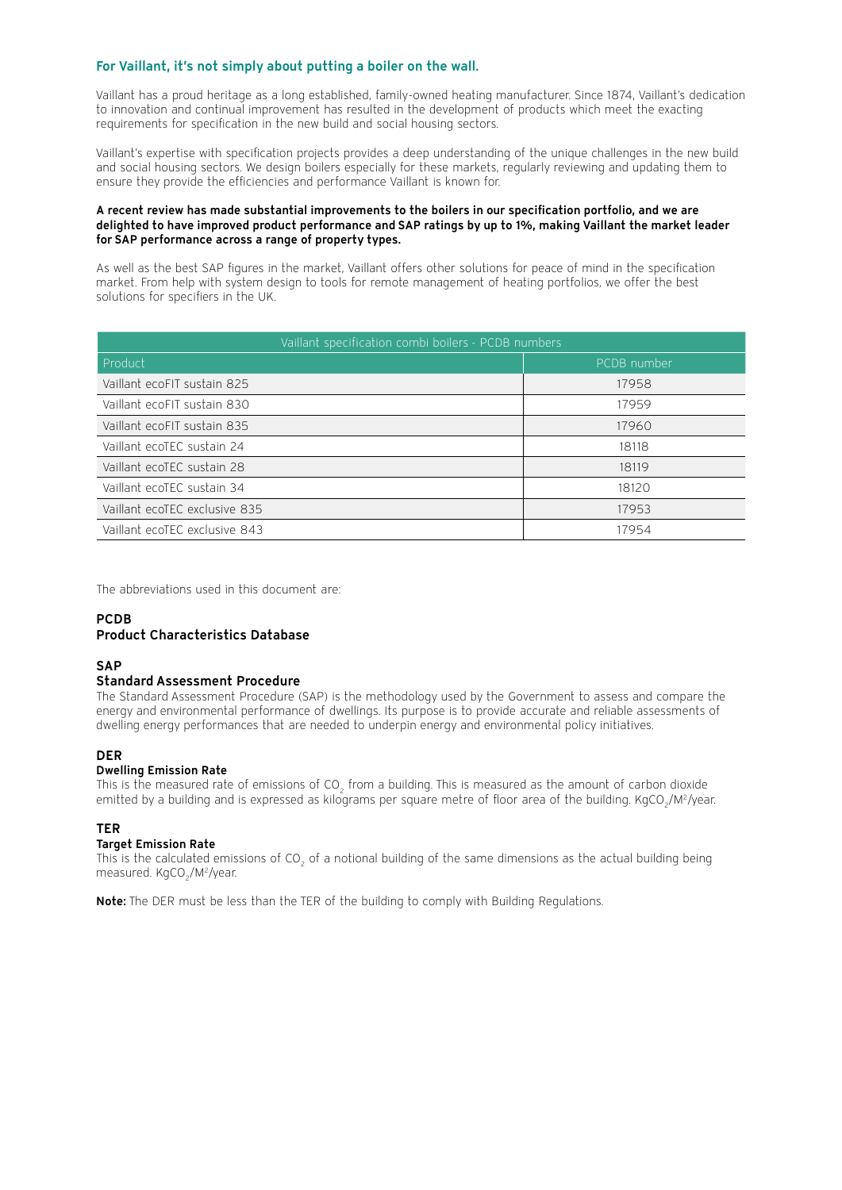## For Vaillant, it's not simply about putting a boiler on the wall.

Vaillant has a proud heritage as a long established, family-owned heating manufacturer. Since 1874, Vaillant's dedication to innovation and continual improvement has resulted in the development of products which meet the exacting requirements for specification in the new build and social housing sectors.

Vaillant's expertise with specification projects provides a deep understanding of the unique challenges in the new build and social housing sectors. We design boilers especially for these markets, regularly reviewing and updating them to ensure they provide the efficiencies and performance Vaillant is known for.

**A recent review has made substantial improvements to the boilers in our specification portfolio, and we are delighted to have improved product performance and SAP ratings by up to 1%, making Vaillant the market leader for SAP performance across a range of property types.**

As well as the best SAP figures in the market, Vaillant offers other solutions for peace of mind in the specification market. From help with system design to tools for remote management of heating portfolios, we offer the best solutions for specifiers in the UK.

| Vaillant specification combi boilers - PCDB numbers | |
|---|---|
| Product | PCDB number |
| Vaillant ecoFIT sustain 825 | 17958 |
| Vaillant ecoFIT sustain 830 | 17959 |
| Vaillant ecoFIT sustain 835 | 17960 |
| Vaillant ecoTEC sustain 24 | 18118 |
| Vaillant ecoTEC sustain 28 | 18119 |
| Vaillant ecoTEC sustain 34 | 18120 |
| Vaillant ecoTEC exclusive 835 | 17953 |
| Vaillant ecoTEC exclusive 843 | 17954 |

The abbreviations used in this document are:

### PCDB
**Product Characteristics Database**

### SAP
**Standard Assessment Procedure**

The Standard Assessment Procedure (SAP) is the methodology used by the Government to assess and compare the energy and environmental performance of dwellings. Its purpose is to provide accurate and reliable assessments of dwelling energy performances that are needed to underpin energy and environmental policy initiatives.

### DER
**Dwelling Emission Rate**

This is the measured rate of emissions of $CO_2$ from a building. This is measured as the amount of carbon dioxide emitted by a building and is expressed as kilograms per square metre of floor area of the building. $KgCO_2/M^2$/year.

### TER
**Target Emission Rate**

This is the calculated emissions of $CO_2$ of a notional building of the same dimensions as the actual building being measured. $KgCO_2/M^2$/year.

**Note:** The DER must be less than the TER of the building to comply with Building Regulations.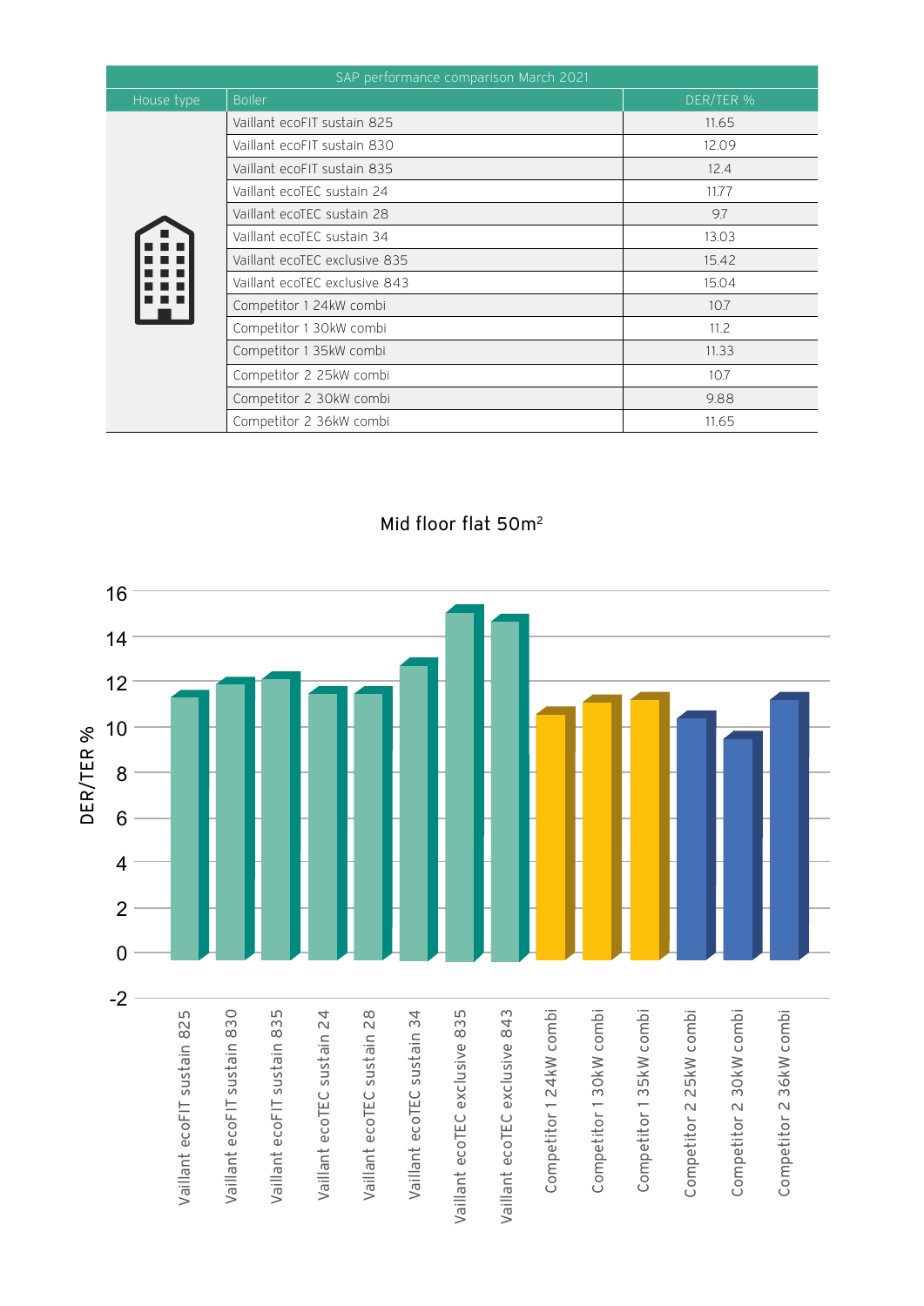| SAP performance comparison March 2021 | | |
|---|---|---|
| House type | Boiler | DER/TER % |
| | Vaillant ecoFIT sustain 825 | 11.65 |
| | Vaillant ecoFIT sustain 830 | 12.09 |
| | Vaillant ecoFIT sustain 835 | 12.4 |
| | Vaillant ecoTEC sustain 24 | 11.77 |
| | Vaillant ecoTEC sustain 28 | 9.7 |
| | Vaillant ecoTEC sustain 34 | 13.03 |
| | Vaillant ecoTEC exclusive 835 | 15.42 |
| | Vaillant ecoTEC exclusive 843 | 15.04 |
| | Competitor 1 24kW combi | 10.7 |
| | Competitor 1 30kW combi | 11.2 |
| | Competitor 1 35kW combi | 11.33 |
| | Competitor 2 25kW combi | 10.7 |
| | Competitor 2 30kW combi | 9.88 |
| | Competitor 2 36kW combi | 11.65 |

Mid floor flat $50m^2$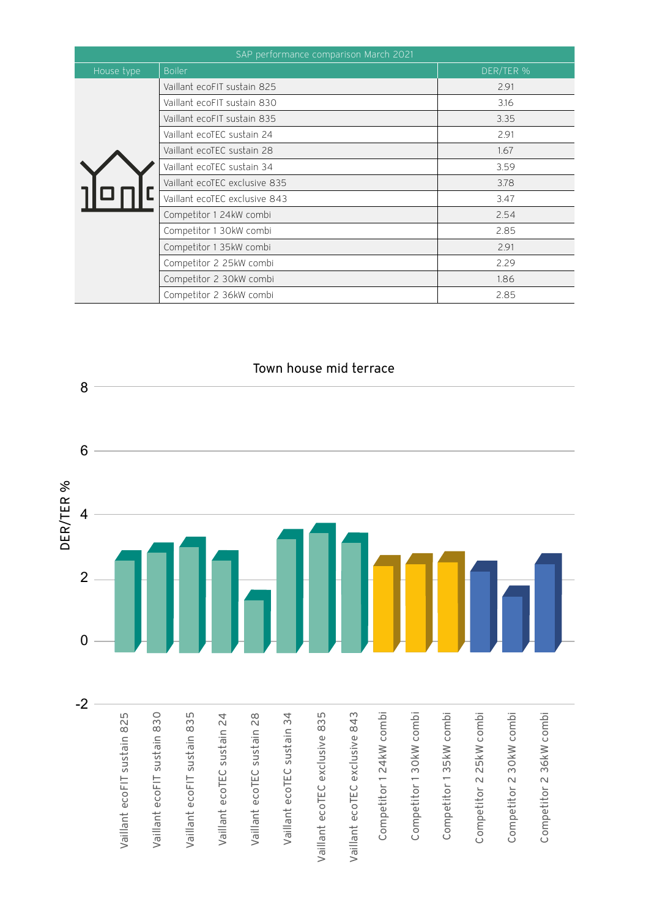| SAP performance comparison March 2021 | | |
|---|---|---|
| House type | Boiler | DER/TER % |
| | Vaillant ecoFIT sustain 825 | 2.91 |
| | Vaillant ecoFIT sustain 830 | 3.16 |
| | Vaillant ecoFIT sustain 835 | 3.35 |
| | Vaillant ecoTEC sustain 24 | 2.91 |
| | Vaillant ecoTEC sustain 28 | 1.67 |
| | Vaillant ecoTEC sustain 34 | 3.59 |
| | Vaillant ecoTEC exclusive 835 | 3.78 |
| | Vaillant ecoTEC exclusive 843 | 3.47 |
| | Competitor 1 24kW combi | 2.54 |
| | Competitor 1 30kW combi | 2.85 |
| | Competitor 1 35kW combi | 2.91 |
| | Competitor 2 25kW combi | 2.29 |
| | Competitor 2 30kW combi | 1.86 |
| | Competitor 2 36kW combi | 2.85 |

Town house mid terrace

DER/TER %

8
6
4
2
0
-2

Vaillant ecoFIT sustain 825
Vaillant ecoFIT sustain 830
Vaillant ecoFIT sustain 835
Vaillant ecoTEC sustain 24
Vaillant ecoTEC sustain 28
Vaillant ecoTEC sustain 34
Vaillant ecoTEC exclusive 835
Vaillant ecoTEC exclusive 843
Competitor 1 24kW combi
Competitor 1 30kW combi
Competitor 1 35kW combi
Competitor 2 25kW combi
Competitor 2 30kW combi
Competitor 2 36kW combi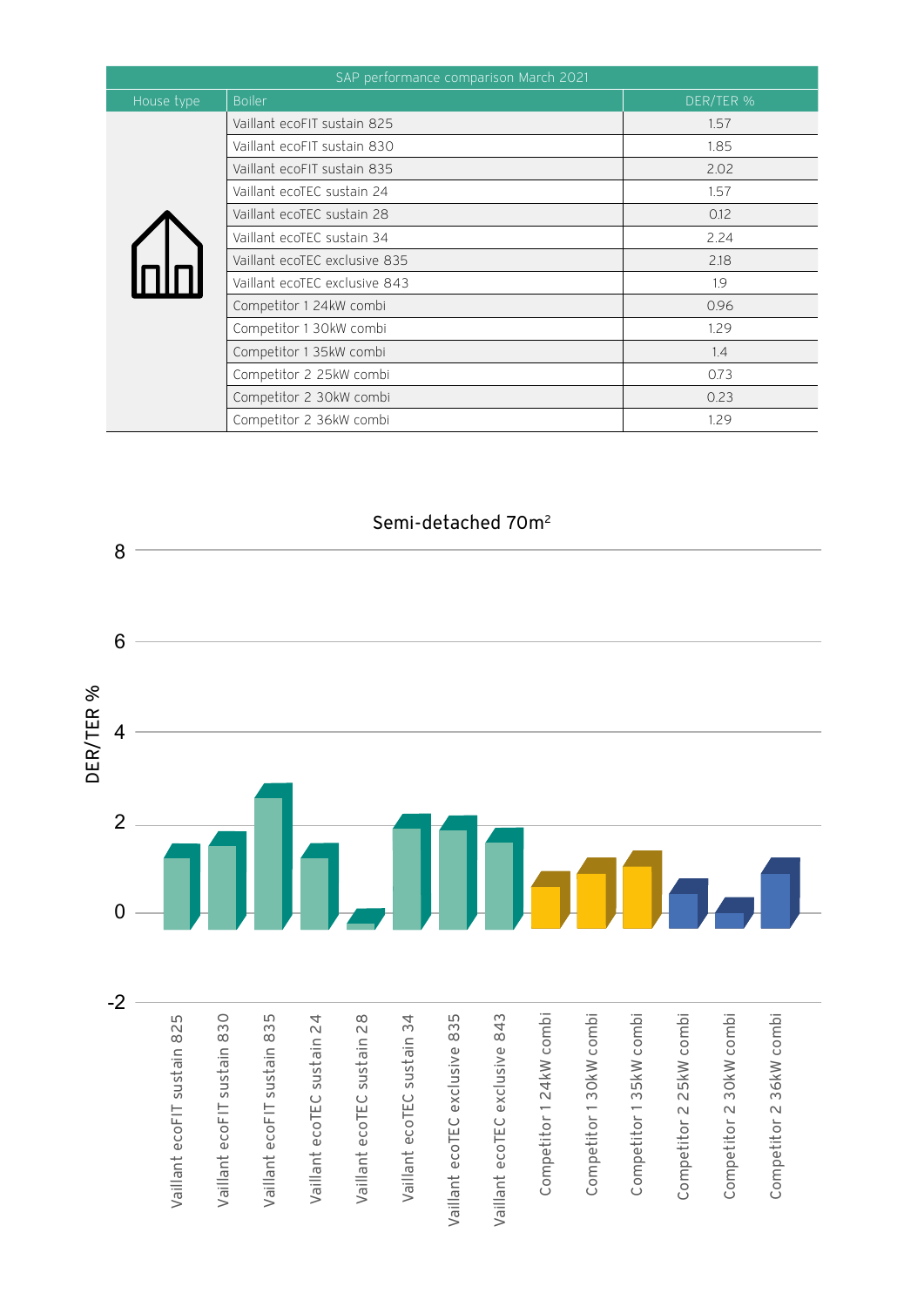| SAP performance comparison March 2021 | | |
|---|---|---|
| House type | Boiler | DER/TER % |
| | Vaillant ecoFIT sustain 825 | 1.57 |
| | Vaillant ecoFIT sustain 830 | 1.85 |
| | Vaillant ecoFIT sustain 835 | 2.02 |
| | Vaillant ecoTEC sustain 24 | 1.57 |
| | Vaillant ecoTEC sustain 28 | 0.12 |
| | Vaillant ecoTEC sustain 34 | 2.24 |
| | Vaillant ecoTEC exclusive 835 | 2.18 |
| | Vaillant ecoTEC exclusive 843 | 1.9 |
| | Competitor 1 24kW combi | 0.96 |
| | Competitor 1 30kW combi | 1.29 |
| | Competitor 1 35kW combi | 1.4 |
| | Competitor 2 25kW combi | 0.73 |
| | Competitor 2 30kW combi | 0.23 |
| | Competitor 2 36kW combi | 1.29 |

Semi-detached 70m²

DER/TER %

Vaillant ecoFIT sustain 825, Vaillant ecoFIT sustain 830, Vaillant ecoFIT sustain 835, Vaillant ecoTEC sustain 24, Vaillant ecoTEC sustain 28, Vaillant ecoTEC sustain 34, Vaillant ecoTEC exclusive 835, Vaillant ecoTEC exclusive 843, Competitor 1 24kW combi, Competitor 1 30kW combi, Competitor 1 35kW combi, Competitor 2 25kW combi, Competitor 2 30kW combi, Competitor 2 36kW combi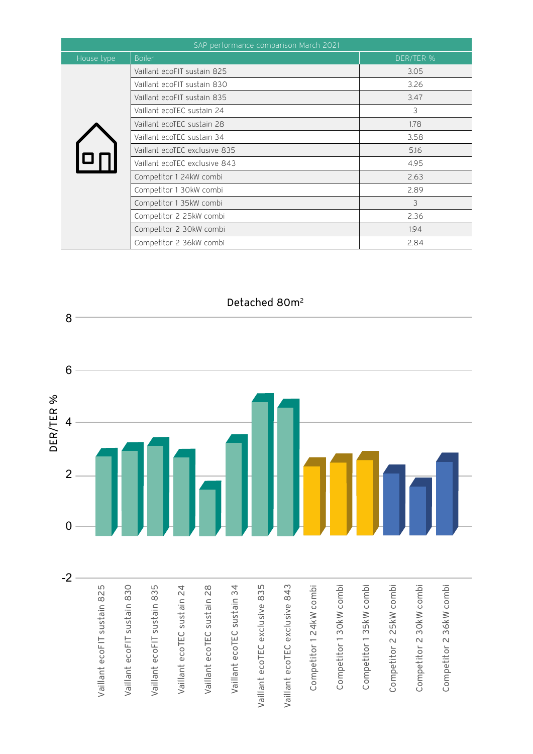| SAP performance comparison March 2021 | | |
|---|---|---|
| House type | Boiler | DER/TER % |
| | Vaillant ecoFIT sustain 825 | 3.05 |
| | Vaillant ecoFIT sustain 830 | 3.26 |
| | Vaillant ecoFIT sustain 835 | 3.47 |
| | Vaillant ecoTEC sustain 24 | 3 |
| | Vaillant ecoTEC sustain 28 | 1.78 |
| | Vaillant ecoTEC sustain 34 | 3.58 |
| | Vaillant ecoTEC exclusive 835 | 5.16 |
| | Vaillant ecoTEC exclusive 843 | 4.95 |
| | Competitor 1 24kW combi | 2.63 |
| | Competitor 1 30kW combi | 2.89 |
| | Competitor 1 35kW combi | 3 |
| | Competitor 2 25kW combi | 2.36 |
| | Competitor 2 30kW combi | 1.94 |
| | Competitor 2 36kW combi | 2.84 |

Detached $80m^2$

DER/TER %

8, 6, 4, 2, 0, -2

Vaillant ecoFIT sustain 825, Vaillant ecoFIT sustain 830, Vaillant ecoFIT sustain 835, Vaillant ecoTEC sustain 24, Vaillant ecoTEC sustain 28, Vaillant ecoTEC sustain 34, Vaillant ecoTEC exclusive 835, Vaillant ecoTEC exclusive 843, Competitor 1 24kW combi, Competitor 1 30kW combi, Competitor 1 35kW combi, Competitor 2 25kW combi, Competitor 2 30kW combi, Competitor 2 36kW combi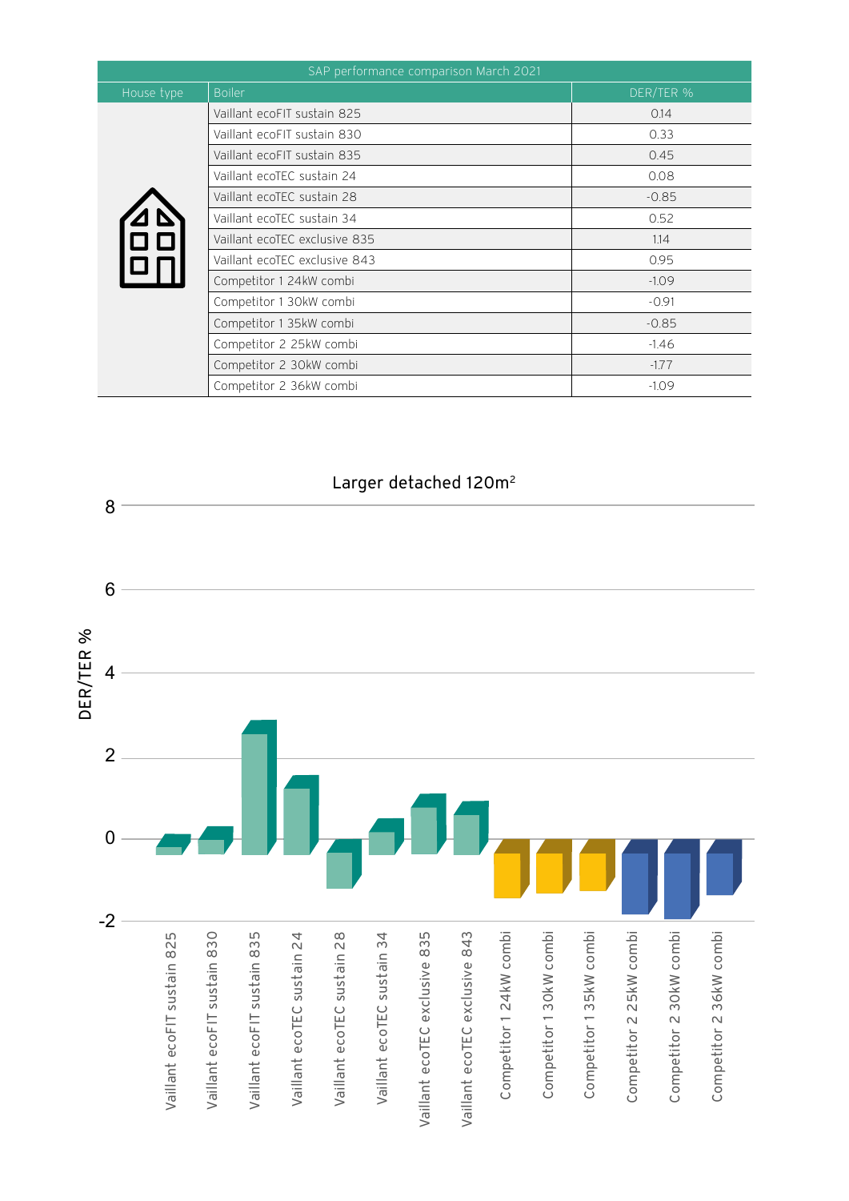| SAP performance comparison March 2021 | | |
|---|---|---|
| House type | Boiler | DER/TER % |
| | Vaillant ecoFIT sustain 825 | 0.14 |
| | Vaillant ecoFIT sustain 830 | 0.33 |
| | Vaillant ecoFIT sustain 835 | 0.45 |
| | Vaillant ecoTEC sustain 24 | 0.08 |
| | Vaillant ecoTEC sustain 28 | -0.85 |
| | Vaillant ecoTEC sustain 34 | 0.52 |
| | Vaillant ecoTEC exclusive 835 | 1.14 |
| | Vaillant ecoTEC exclusive 843 | 0.95 |
| | Competitor 1 24kW combi | -1.09 |
| | Competitor 1 30kW combi | -0.91 |
| | Competitor 1 35kW combi | -0.85 |
| | Competitor 2 25kW combi | -1.46 |
| | Competitor 2 30kW combi | -1.77 |
| | Competitor 2 36kW combi | -1.09 |

Larger detached 120m²

DER/TER %

8
6
4
2
0
-2

Vaillant ecoFIT sustain 825
Vaillant ecoFIT sustain 830
Vaillant ecoFIT sustain 835
Vaillant ecoTEC sustain 24
Vaillant ecoTEC sustain 28
Vaillant ecoTEC sustain 34
Vaillant ecoTEC exclusive 835
Vaillant ecoTEC exclusive 843
Competitor 1 24kW combi
Competitor 1 30kW combi
Competitor 1 35kW combi
Competitor 2 25kW combi
Competitor 2 30kW combi
Competitor 2 36kW combi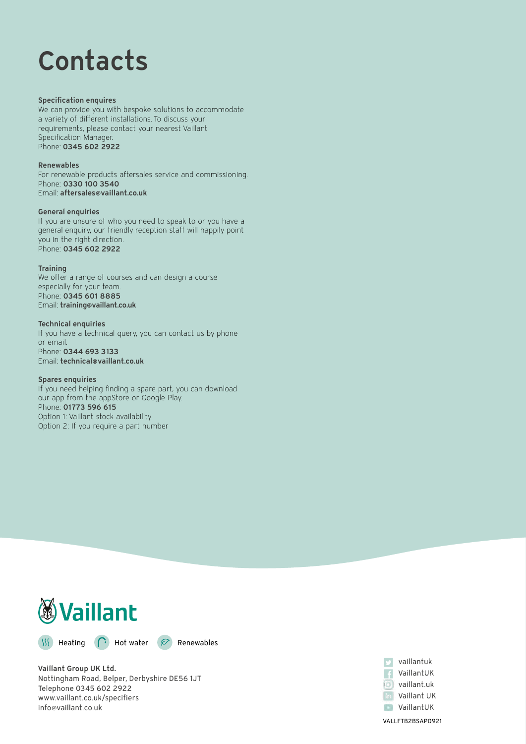# Contacts

**Specification enquires**
We can provide you with bespoke solutions to accommodate a variety of different installations. To discuss your requirements, please contact your nearest Vaillant Specification Manager.
Phone: **0345 602 2922**

**Renewables**
For renewable products aftersales service and commissioning.
Phone: **0330 100 3540**
Email: **aftersales@vaillant.co.uk**

**General enquiries**
If you are unsure of who you need to speak to or you have a general enquiry, our friendly reception staff will happily point you in the right direction.
Phone: **0345 602 2922**

**Training**
We offer a range of courses and can design a course especially for your team.
Phone: **0345 601 8885**
Email: **training@vaillant.co.uk**

**Technical enquiries**
If you have a technical query, you can contact us by phone or email.
Phone: **0344 693 3133**
Email: **technical@vaillant.co.uk**

**Spares enquiries**
If you need helping finding a spare part, you can download our app from the appStore or Google Play.
Phone: **01773 596 615**
Option 1: Vaillant stock availability
Option 2: If you require a part number

Vaillant

Heating   Hot water   Renewables

**Vaillant Group UK Ltd.**
Nottingham Road, Belper, Derbyshire DE56 1JT
Telephone 0345 602 2922
www.vaillant.co.uk/specifiers
info@vaillant.co.uk

vaillantuk
VaillantUK
vaillant.uk
Vaillant UK
VaillantUK

VALLFTB2BSAP0921